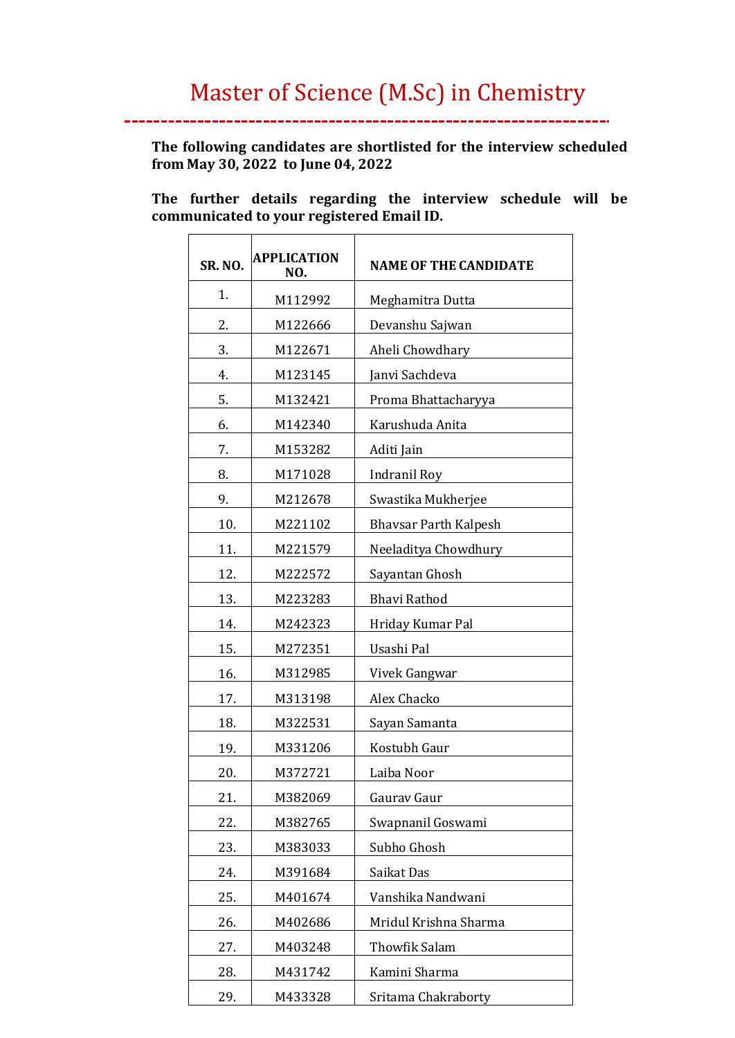# Master of Science (M.Sc) in Chemistry

**The following candidates are shortlisted for the interview scheduled from May 30, 2022 to June 04, 2022**

**The further details regarding the interview schedule will be communicated to your registered Email ID.**

| SR. NO. | APPLICATION NO. | NAME OF THE CANDIDATE |
|---|---|---|
| 1. | M112992 | Meghamitra Dutta |
| 2. | M122666 | Devanshu Sajwan |
| 3. | M122671 | Aheli Chowdhary |
| 4. | M123145 | Janvi Sachdeva |
| 5. | M132421 | Proma Bhattacharyya |
| 6. | M142340 | Karushuda Anita |
| 7. | M153282 | Aditi Jain |
| 8. | M171028 | Indranil Roy |
| 9. | M212678 | Swastika Mukherjee |
| 10. | M221102 | Bhavsar Parth Kalpesh |
| 11. | M221579 | Neeladitya Chowdhury |
| 12. | M222572 | Sayantan Ghosh |
| 13. | M223283 | Bhavi Rathod |
| 14. | M242323 | Hriday Kumar Pal |
| 15. | M272351 | Usashi Pal |
| 16. | M312985 | Vivek Gangwar |
| 17. | M313198 | Alex Chacko |
| 18. | M322531 | Sayan Samanta |
| 19. | M331206 | Kostubh Gaur |
| 20. | M372721 | Laiba Noor |
| 21. | M382069 | Gaurav Gaur |
| 22. | M382765 | Swapnanil Goswami |
| 23. | M383033 | Subho Ghosh |
| 24. | M391684 | Saikat Das |
| 25. | M401674 | Vanshika Nandwani |
| 26. | M402686 | Mridul Krishna Sharma |
| 27. | M403248 | Thowfik Salam |
| 28. | M431742 | Kamini Sharma |
| 29. | M433328 | Sritama Chakraborty |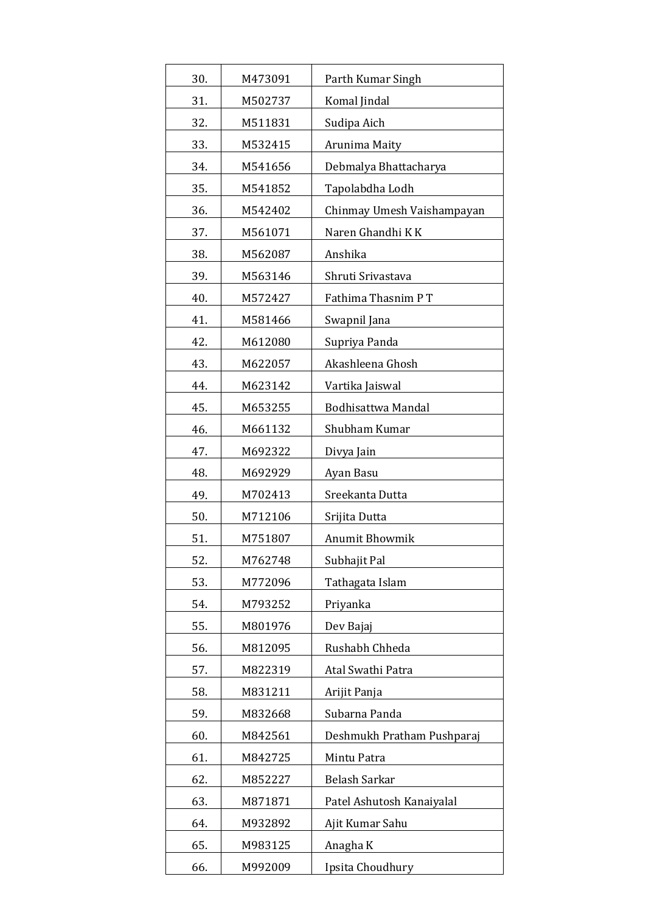| | | |
|---|---|---|
| 30. | M473091 | Parth Kumar Singh |
| 31. | M502737 | Komal Jindal |
| 32. | M511831 | Sudipa Aich |
| 33. | M532415 | Arunima Maity |
| 34. | M541656 | Debmalya Bhattacharya |
| 35. | M541852 | Tapolabdha Lodh |
| 36. | M542402 | Chinmay Umesh Vaishampayan |
| 37. | M561071 | Naren Ghandhi K K |
| 38. | M562087 | Anshika |
| 39. | M563146 | Shruti Srivastava |
| 40. | M572427 | Fathima Thasnim P T |
| 41. | M581466 | Swapnil Jana |
| 42. | M612080 | Supriya Panda |
| 43. | M622057 | Akashleena Ghosh |
| 44. | M623142 | Vartika Jaiswal |
| 45. | M653255 | Bodhisattwa Mandal |
| 46. | M661132 | Shubham Kumar |
| 47. | M692322 | Divya Jain |
| 48. | M692929 | Ayan Basu |
| 49. | M702413 | Sreekanta Dutta |
| 50. | M712106 | Srijita Dutta |
| 51. | M751807 | Anumit Bhowmik |
| 52. | M762748 | Subhajit Pal |
| 53. | M772096 | Tathagata Islam |
| 54. | M793252 | Priyanka |
| 55. | M801976 | Dev Bajaj |
| 56. | M812095 | Rushabh Chheda |
| 57. | M822319 | Atal Swathi Patra |
| 58. | M831211 | Arijit Panja |
| 59. | M832668 | Subarna Panda |
| 60. | M842561 | Deshmukh Pratham Pushparaj |
| 61. | M842725 | Mintu Patra |
| 62. | M852227 | Belash Sarkar |
| 63. | M871871 | Patel Ashutosh Kanaiyalal |
| 64. | M932892 | Ajit Kumar Sahu |
| 65. | M983125 | Anagha K |
| 66. | M992009 | Ipsita Choudhury |